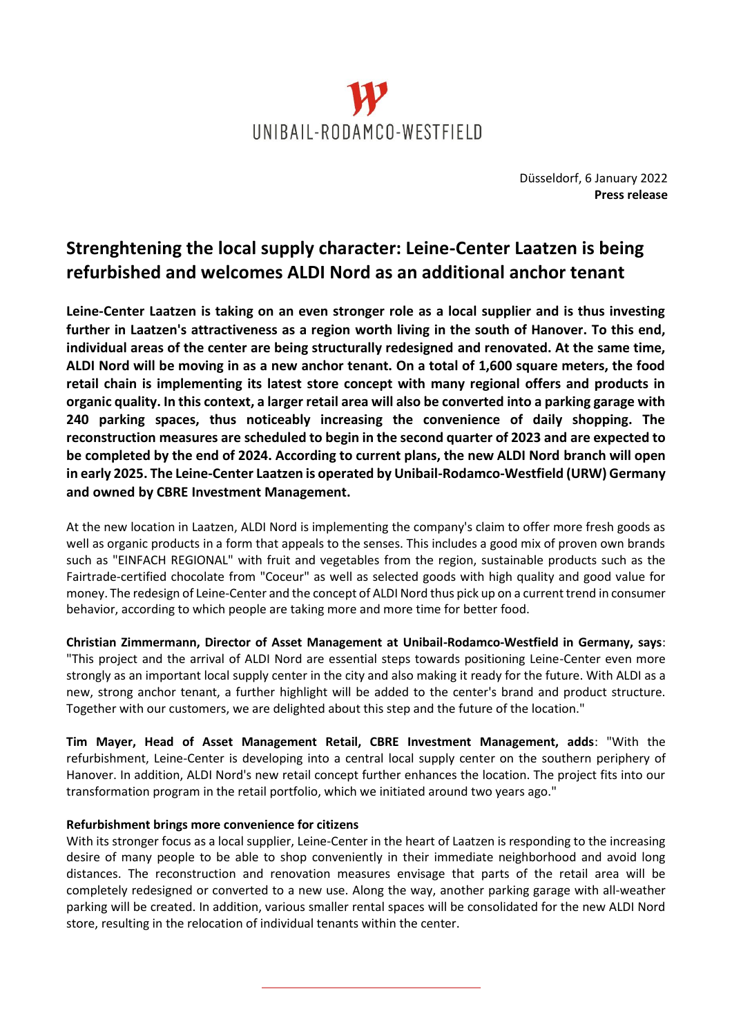UNIBAIL-RODAMCO-WESTFIELD

Düsseldorf, 6 January 2022
**Press release**

# Strenghtening the local supply character: Leine-Center Laatzen is being refurbished and welcomes ALDI Nord as an additional anchor tenant

**Leine-Center Laatzen is taking on an even stronger role as a local supplier and is thus investing further in Laatzen's attractiveness as a region worth living in the south of Hanover. To this end, individual areas of the center are being structurally redesigned and renovated. At the same time, ALDI Nord will be moving in as a new anchor tenant. On a total of 1,600 square meters, the food retail chain is implementing its latest store concept with many regional offers and products in organic quality. In this context, a larger retail area will also be converted into a parking garage with 240 parking spaces, thus noticeably increasing the convenience of daily shopping. The reconstruction measures are scheduled to begin in the second quarter of 2023 and are expected to be completed by the end of 2024. According to current plans, the new ALDI Nord branch will open in early 2025. The Leine-Center Laatzen is operated by Unibail-Rodamco-Westfield (URW) Germany and owned by CBRE Investment Management.**

At the new location in Laatzen, ALDI Nord is implementing the company's claim to offer more fresh goods as well as organic products in a form that appeals to the senses. This includes a good mix of proven own brands such as "EINFACH REGIONAL" with fruit and vegetables from the region, sustainable products such as the Fairtrade-certified chocolate from "Coceur" as well as selected goods with high quality and good value for money. The redesign of Leine-Center and the concept of ALDI Nord thus pick up on a current trend in consumer behavior, according to which people are taking more and more time for better food.

**Christian Zimmermann, Director of Asset Management at Unibail-Rodamco-Westfield in Germany, says**: "This project and the arrival of ALDI Nord are essential steps towards positioning Leine-Center even more strongly as an important local supply center in the city and also making it ready for the future. With ALDI as a new, strong anchor tenant, a further highlight will be added to the center's brand and product structure. Together with our customers, we are delighted about this step and the future of the location."

**Tim Mayer, Head of Asset Management Retail, CBRE Investment Management, adds**: "With the refurbishment, Leine-Center is developing into a central local supply center on the southern periphery of Hanover. In addition, ALDI Nord's new retail concept further enhances the location. The project fits into our transformation program in the retail portfolio, which we initiated around two years ago."

**Refurbishment brings more convenience for citizens**

With its stronger focus as a local supplier, Leine-Center in the heart of Laatzen is responding to the increasing desire of many people to be able to shop conveniently in their immediate neighborhood and avoid long distances. The reconstruction and renovation measures envisage that parts of the retail area will be completely redesigned or converted to a new use. Along the way, another parking garage with all-weather parking will be created. In addition, various smaller rental spaces will be consolidated for the new ALDI Nord store, resulting in the relocation of individual tenants within the center.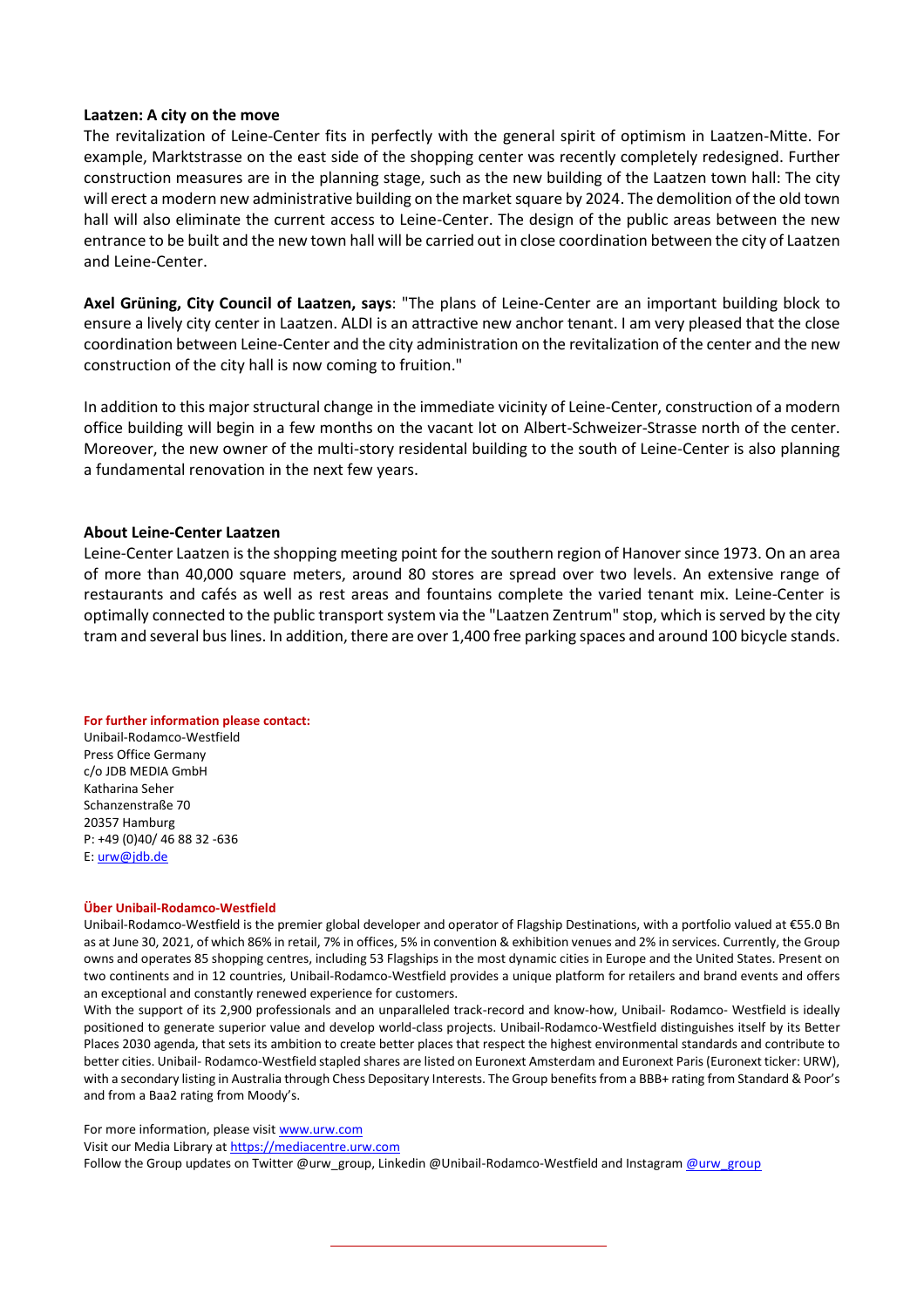### Laatzen: A city on the move

The revitalization of Leine-Center fits in perfectly with the general spirit of optimism in Laatzen-Mitte. For example, Marktstrasse on the east side of the shopping center was recently completely redesigned. Further construction measures are in the planning stage, such as the new building of the Laatzen town hall: The city will erect a modern new administrative building on the market square by 2024. The demolition of the old town hall will also eliminate the current access to Leine-Center. The design of the public areas between the new entrance to be built and the new town hall will be carried out in close coordination between the city of Laatzen and Leine-Center.

**Axel Grüning, City Council of Laatzen, says**: "The plans of Leine-Center are an important building block to ensure a lively city center in Laatzen. ALDI is an attractive new anchor tenant. I am very pleased that the close coordination between Leine-Center and the city administration on the revitalization of the center and the new construction of the city hall is now coming to fruition."

In addition to this major structural change in the immediate vicinity of Leine-Center, construction of a modern office building will begin in a few months on the vacant lot on Albert-Schweizer-Strasse north of the center. Moreover, the new owner of the multi-story residental building to the south of Leine-Center is also planning a fundamental renovation in the next few years.

### About Leine-Center Laatzen

Leine-Center Laatzen is the shopping meeting point for the southern region of Hanover since 1973. On an area of more than 40,000 square meters, around 80 stores are spread over two levels. An extensive range of restaurants and cafés as well as rest areas and fountains complete the varied tenant mix. Leine-Center is optimally connected to the public transport system via the "Laatzen Zentrum" stop, which is served by the city tram and several bus lines. In addition, there are over 1,400 free parking spaces and around 100 bicycle stands.

**For further information please contact:**
Unibail-Rodamco-Westfield
Press Office Germany
c/o JDB MEDIA GmbH
Katharina Seher
Schanzenstraße 70
20357 Hamburg
P: +49 (0)40/ 46 88 32 -636
E: urw@jdb.de

**Über Unibail-Rodamco-Westfield**

Unibail-Rodamco-Westfield is the premier global developer and operator of Flagship Destinations, with a portfolio valued at €55.0 Bn as at June 30, 2021, of which 86% in retail, 7% in offices, 5% in convention & exhibition venues and 2% in services. Currently, the Group owns and operates 85 shopping centres, including 53 Flagships in the most dynamic cities in Europe and the United States. Present on two continents and in 12 countries, Unibail-Rodamco-Westfield provides a unique platform for retailers and brand events and offers an exceptional and constantly renewed experience for customers.

With the support of its 2,900 professionals and an unparalleled track-record and know-how, Unibail- Rodamco- Westfield is ideally positioned to generate superior value and develop world-class projects. Unibail-Rodamco-Westfield distinguishes itself by its Better Places 2030 agenda, that sets its ambition to create better places that respect the highest environmental standards and contribute to better cities. Unibail- Rodamco-Westfield stapled shares are listed on Euronext Amsterdam and Euronext Paris (Euronext ticker: URW), with a secondary listing in Australia through Chess Depositary Interests. The Group benefits from a BBB+ rating from Standard & Poor's and from a Baa2 rating from Moody's.

For more information, please visit www.urw.com
Visit our Media Library at https://mediacentre.urw.com
Follow the Group updates on Twitter @urw_group, Linkedin @Unibail-Rodamco-Westfield and Instagram @urw_group